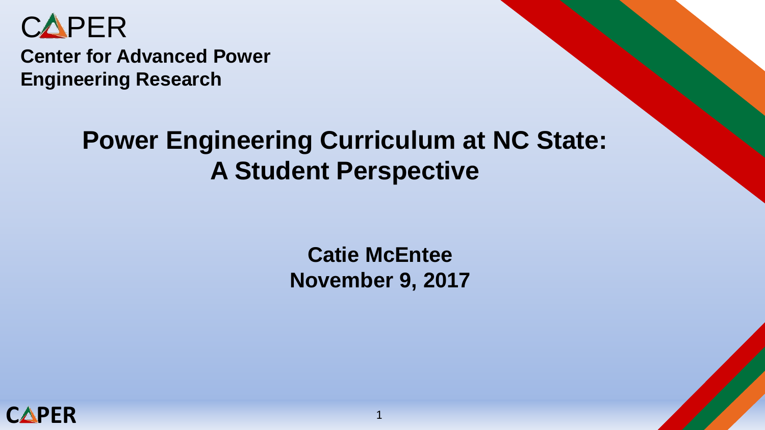CAPER

**Center for Advanced Power Engineering Research**

# Power Engineering Curriculum at NC State: A Student Perspective

**Catie McEntee**
**November 9, 2017**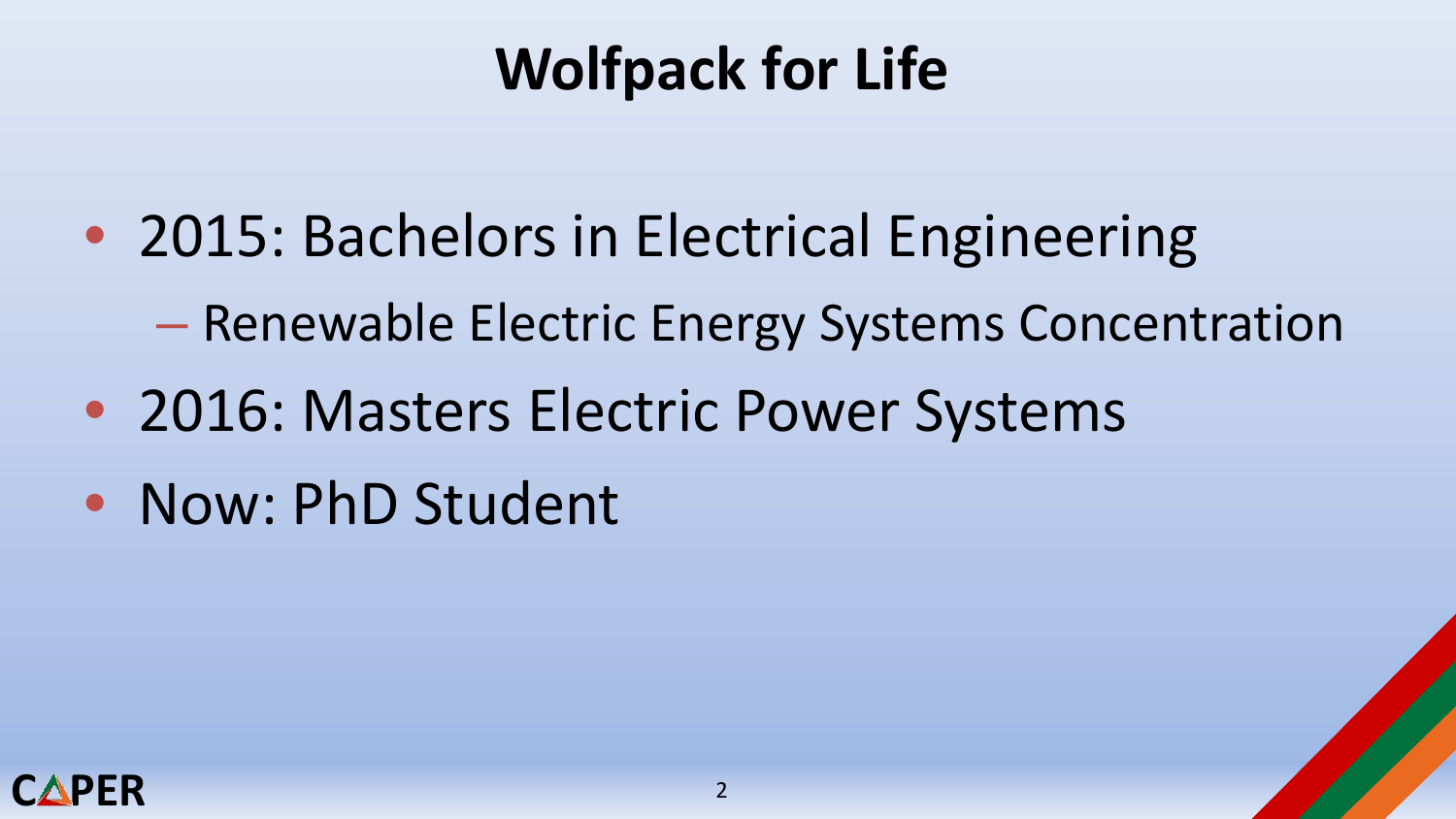# Wolfpack for Life

- 2015: Bachelors in Electrical Engineering
  - Renewable Electric Energy Systems Concentration
- 2016: Masters Electric Power Systems
- Now: PhD Student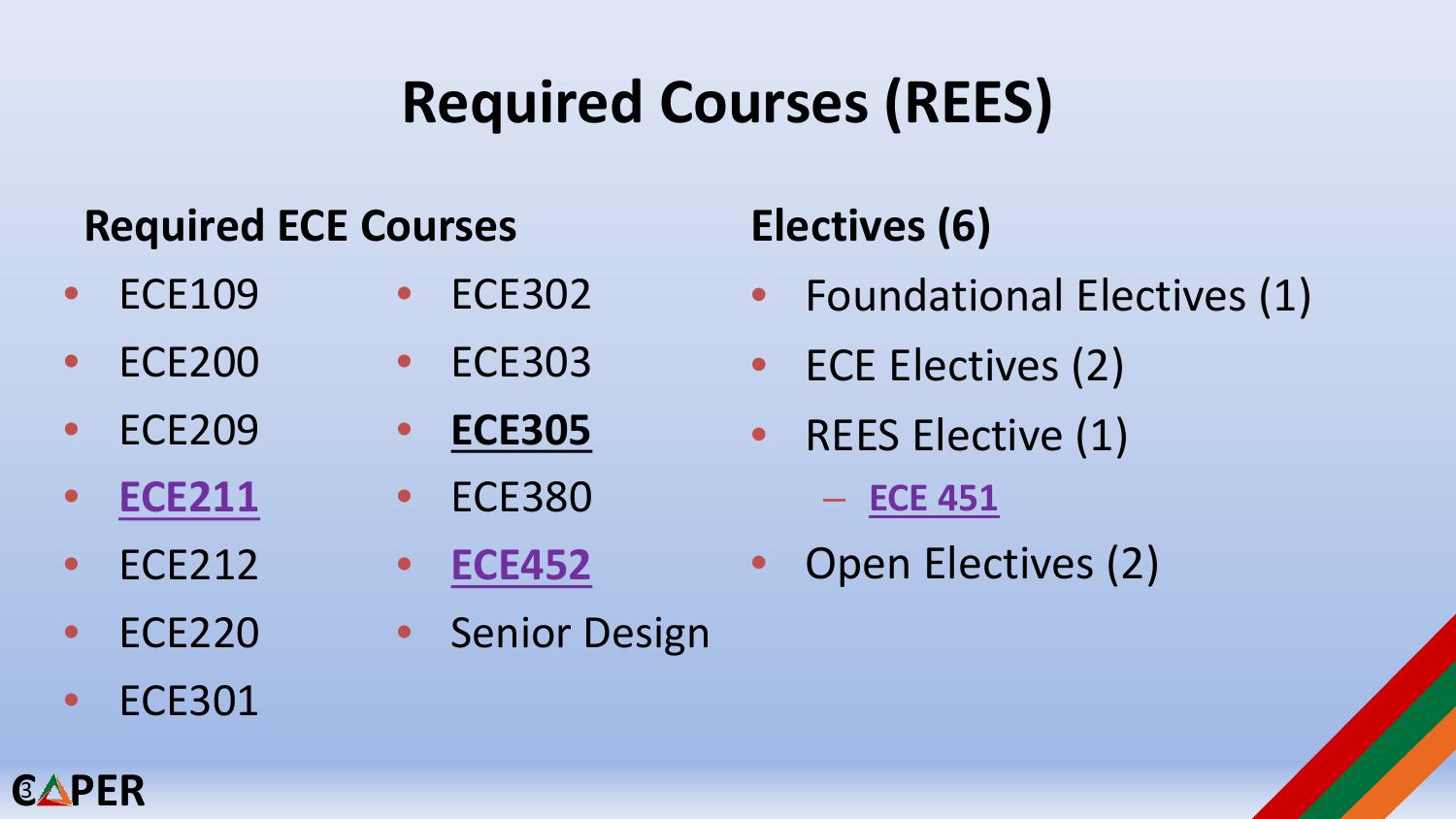# Required Courses (REES)

## Required ECE Courses

- ECE109
- ECE200
- ECE209
- **ECE211**
- ECE212
- ECE220
- ECE301
- ECE302
- ECE303
- **ECE305**
- ECE380
- **ECE452**
- Senior Design

## Electives (6)

- Foundational Electives (1)
- ECE Electives (2)
- REES Elective (1)
  - **ECE 451**
- Open Electives (2)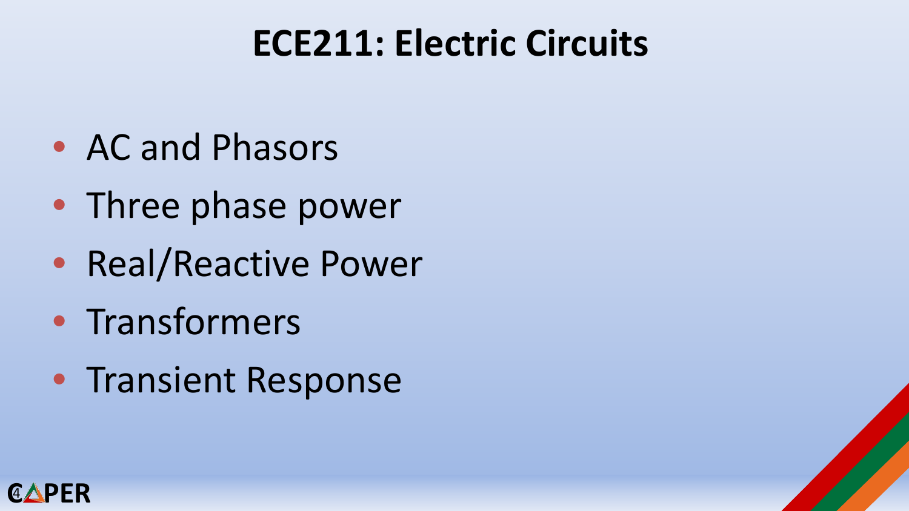# ECE211: Electric Circuits

- AC and Phasors
- Three phase power
- Real/Reactive Power
- Transformers
- Transient Response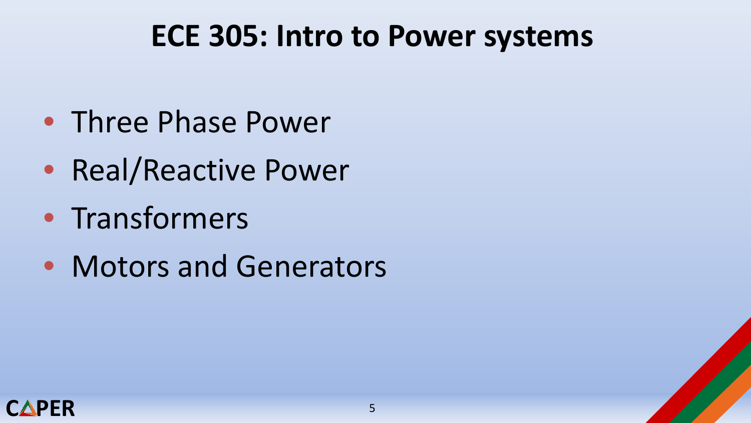# ECE 305: Intro to Power systems

- Three Phase Power
- Real/Reactive Power
- Transformers
- Motors and Generators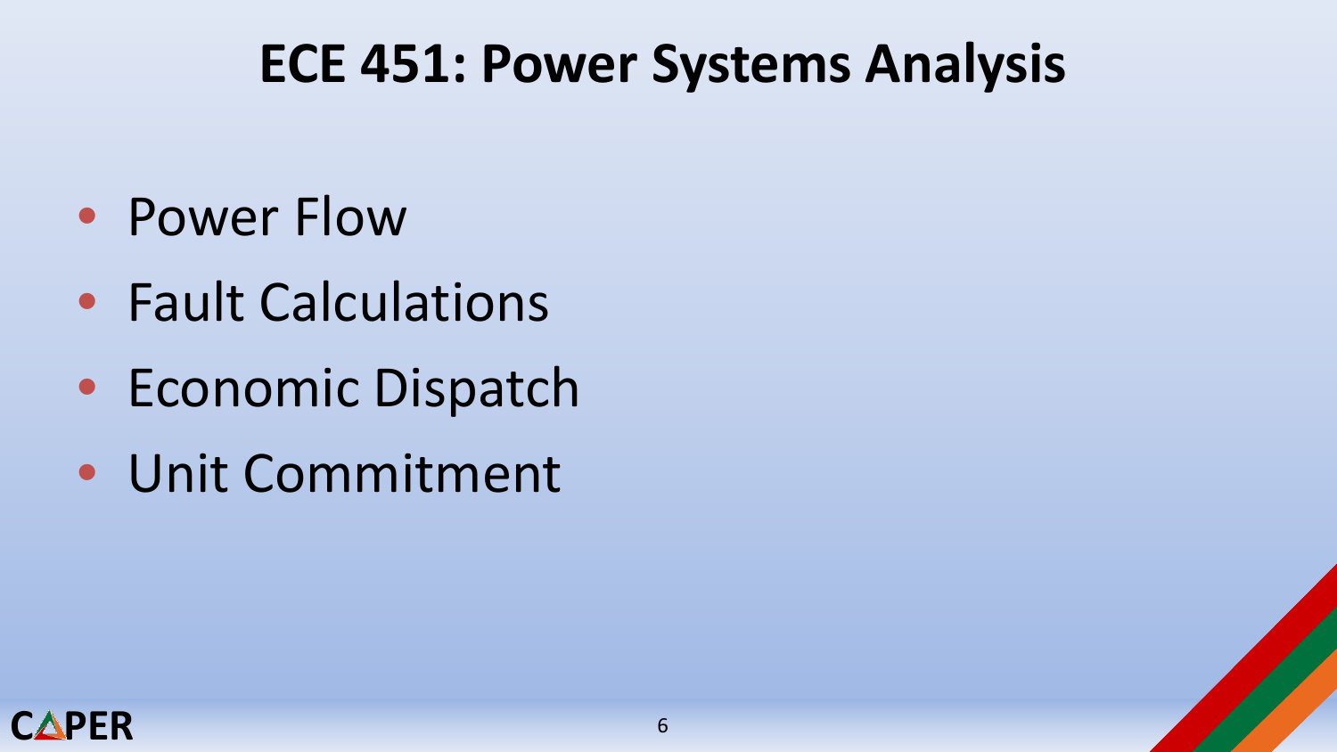# ECE 451: Power Systems Analysis

- Power Flow
- Fault Calculations
- Economic Dispatch
- Unit Commitment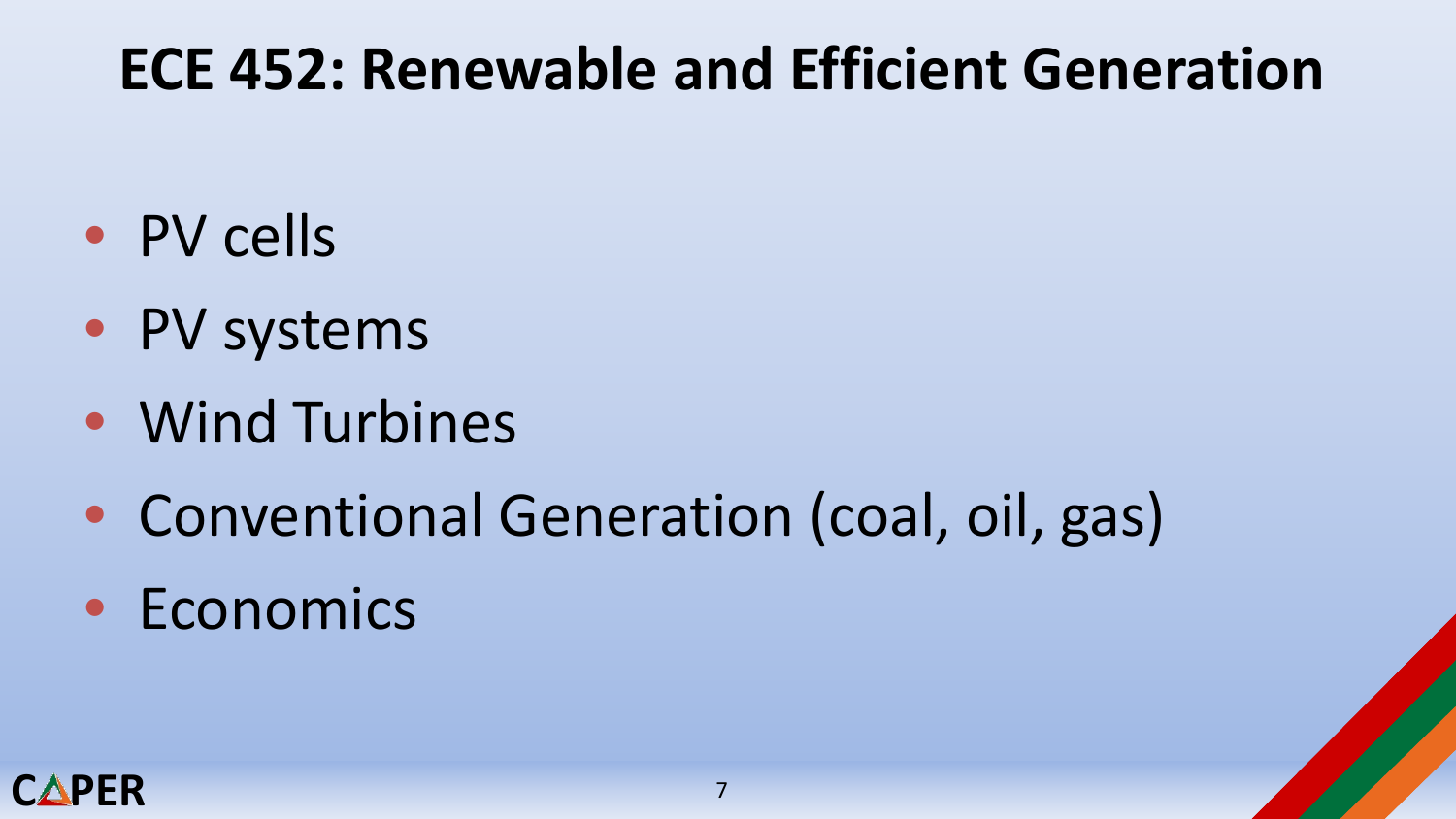# ECE 452: Renewable and Efficient Generation

- PV cells
- PV systems
- Wind Turbines
- Conventional Generation (coal, oil, gas)
- Economics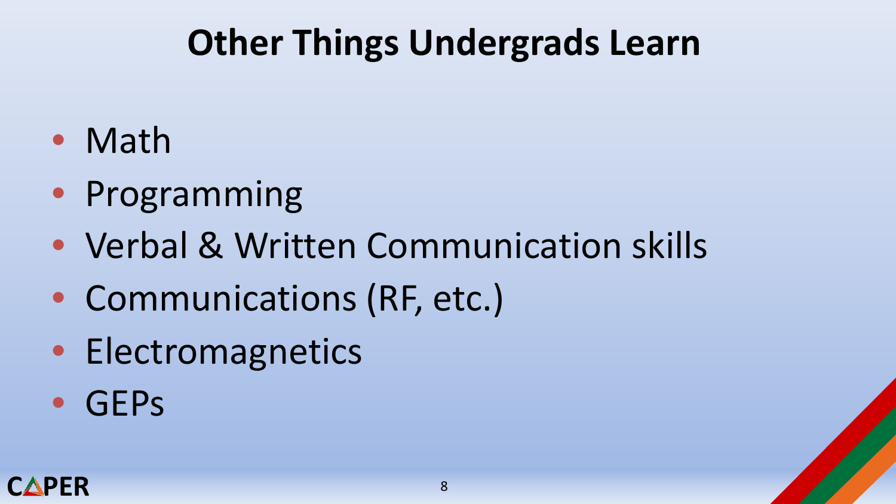# Other Things Undergrads Learn

- Math
- Programming
- Verbal & Written Communication skills
- Communications (RF, etc.)
- Electromagnetics
- GEPs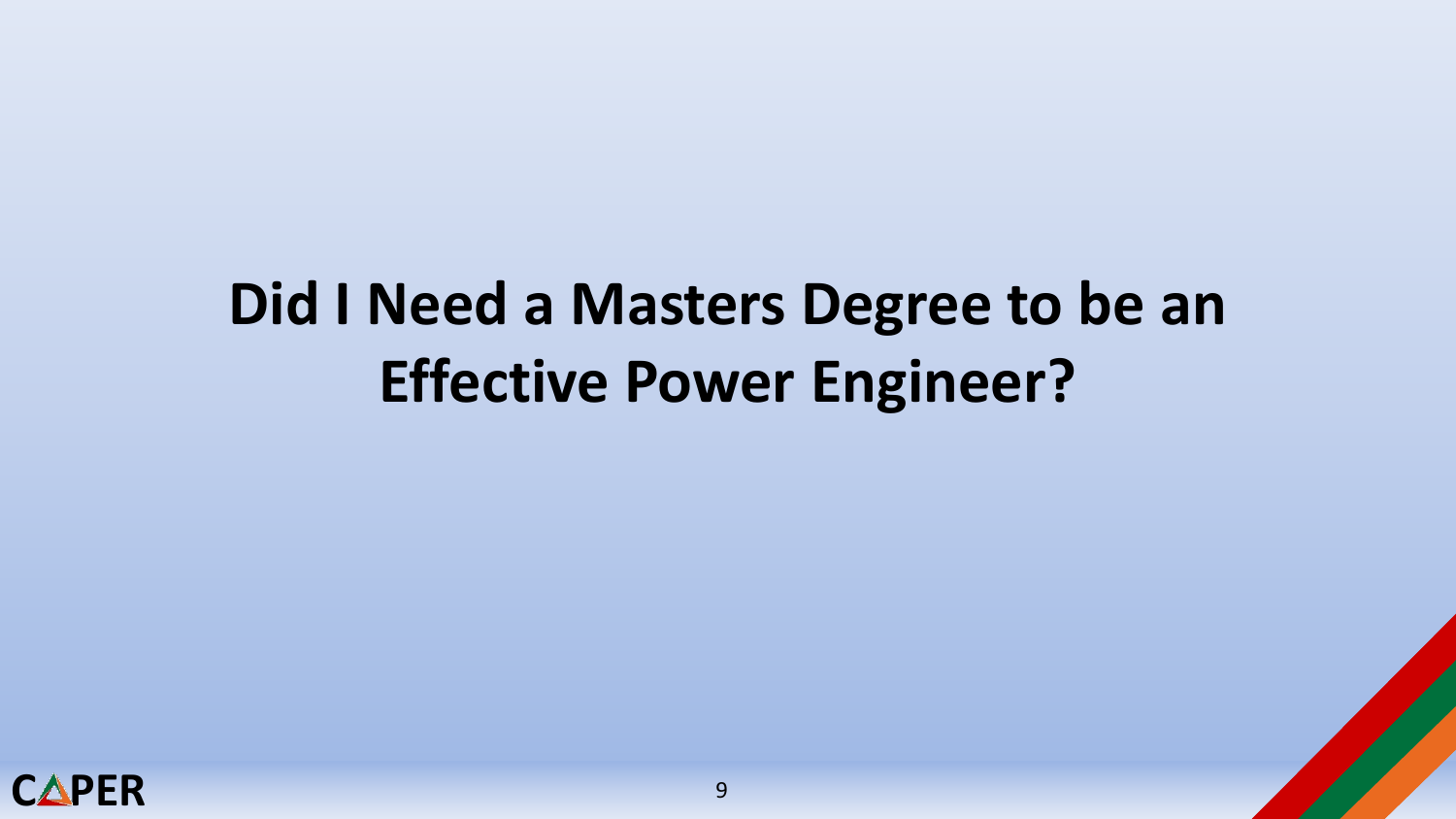# Did I Need a Masters Degree to be an Effective Power Engineer?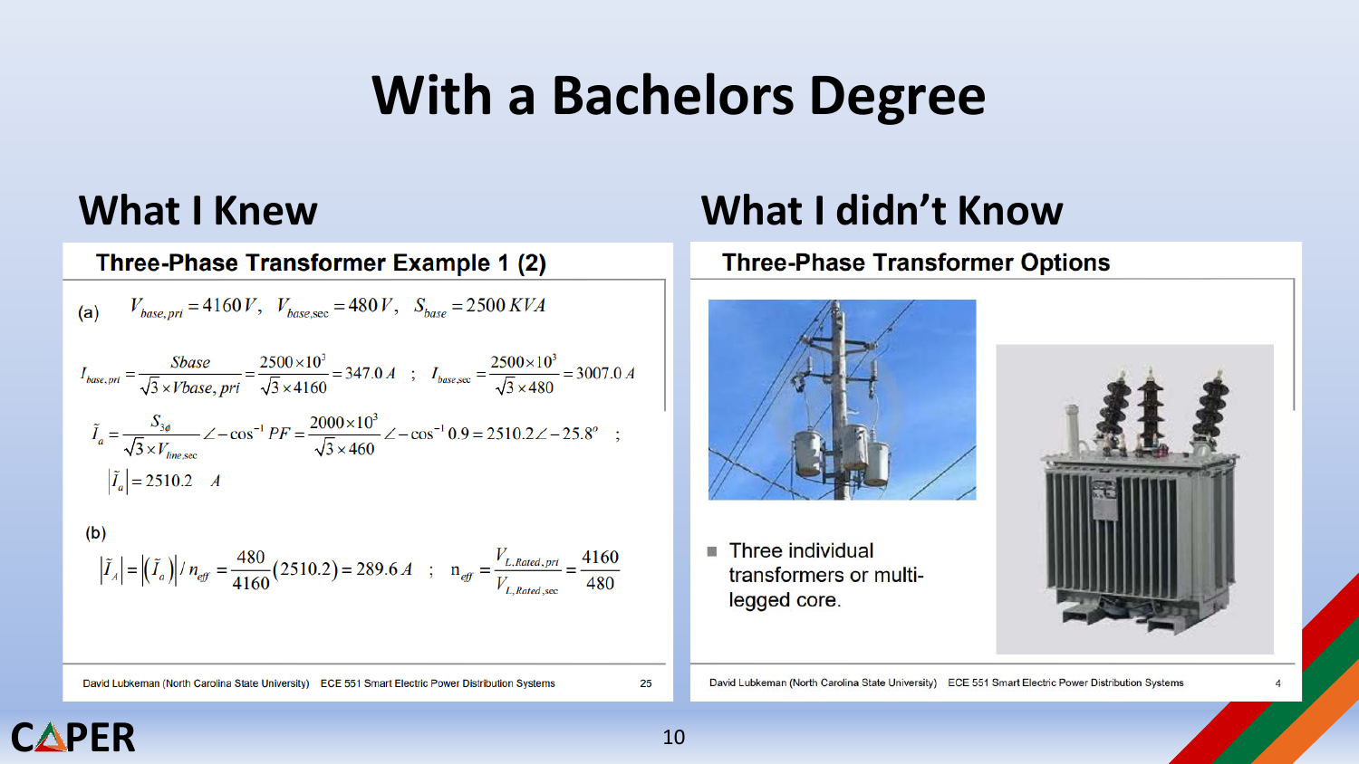# With a Bachelors Degree

## What I Knew

### Three-Phase Transformer Example 1 (2)

(a) $V_{base,pri} = 4160\,V,\;\; V_{base,\sec} = 480\,V,\;\; S_{base} = 2500\,KVA$

$$I_{base,pri} = \frac{Sbase}{\sqrt{3} \times Vbase,pri} = \frac{2500 \times 10^3}{\sqrt{3} \times 4160} = 347.0\,A \quad ; \quad I_{base,\sec} = \frac{2500 \times 10^3}{\sqrt{3} \times 480} = 3007.0\,A$$

$$\tilde{I}_a = \frac{S_{3\phi}}{\sqrt{3} \times V_{line,\sec}} \angle -\cos^{-1} PF = \frac{2000 \times 10^3}{\sqrt{3} \times 460} \angle -\cos^{-1} 0.9 = 2510.2 \angle -25.8^o \quad ;$$

$$|\tilde{I}_a| = 2510.2 \quad A$$

(b)

$$|\tilde{I}_A| = |(\tilde{I}_a)| / n_{eff} = \frac{480}{4160}(2510.2) = 289.6\,A \quad ; \quad n_{eff} = \frac{V_{L,Rated,pri}}{V_{L,Rated,\sec}} = \frac{4160}{480}$$

David Lubkeman (North Carolina State University) ECE 551 Smart Electric Power Distribution Systems 25

## What I didn't Know

### Three-Phase Transformer Options

- Three individual transformers or multi-legged core.

David Lubkeman (North Carolina State University) ECE 551 Smart Electric Power Distribution Systems 4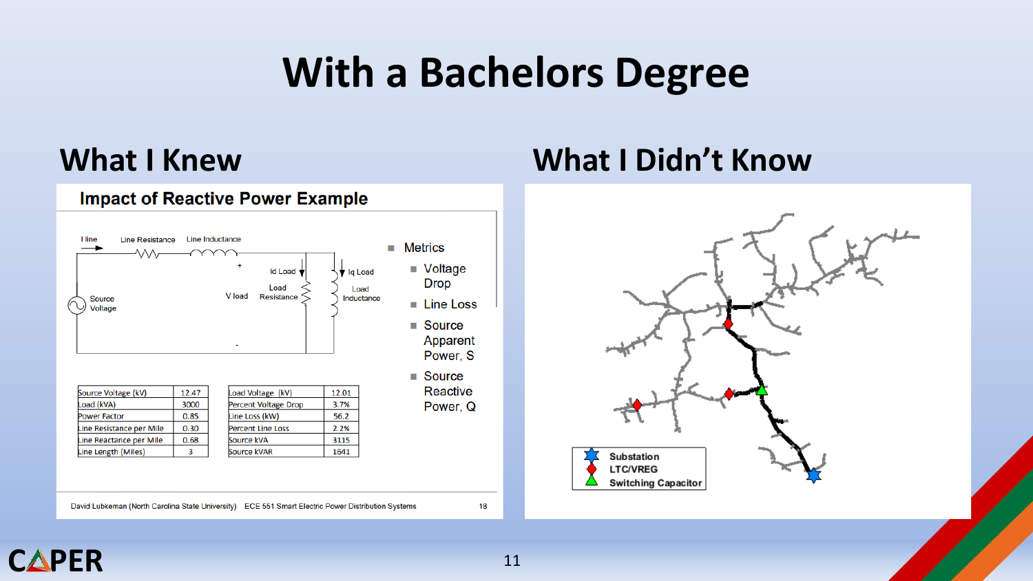# With a Bachelors Degree

## What I Knew

### Impact of Reactive Power Example

I line

Line Resistance

Line Inductance

Source Voltage

V load

Id Load

Load Resistance

Iq Load

Load Inductance

| | |
|---|---|
| Source Voltage (kV) | 12.47 |
| Load (kVA) | 3000 |
| Power Factor | 0.85 |
| Line Resistance per Mile | 0.30 |
| Line Reactance per Mile | 0.68 |
| Line Length (Miles) | 3 |

| | |
|---|---|
| Load Voltage (kV) | 12.01 |
| Percent Voltage Drop | 3.7% |
| Line Loss (kW) | 56.2 |
| Percent Line Loss | 2.2% |
| Source kVA | 3115 |
| Source kVAR | 1641 |

- Metrics
  - Voltage Drop
  - Line Loss
  - Source Apparent Power, S
  - Source Reactive Power, Q

David Lubkeman (North Carolina State University) ECE 551 Smart Electric Power Distribution Systems 18

## What I Didn't Know

Substation

LTC/VREG

Switching Capacitor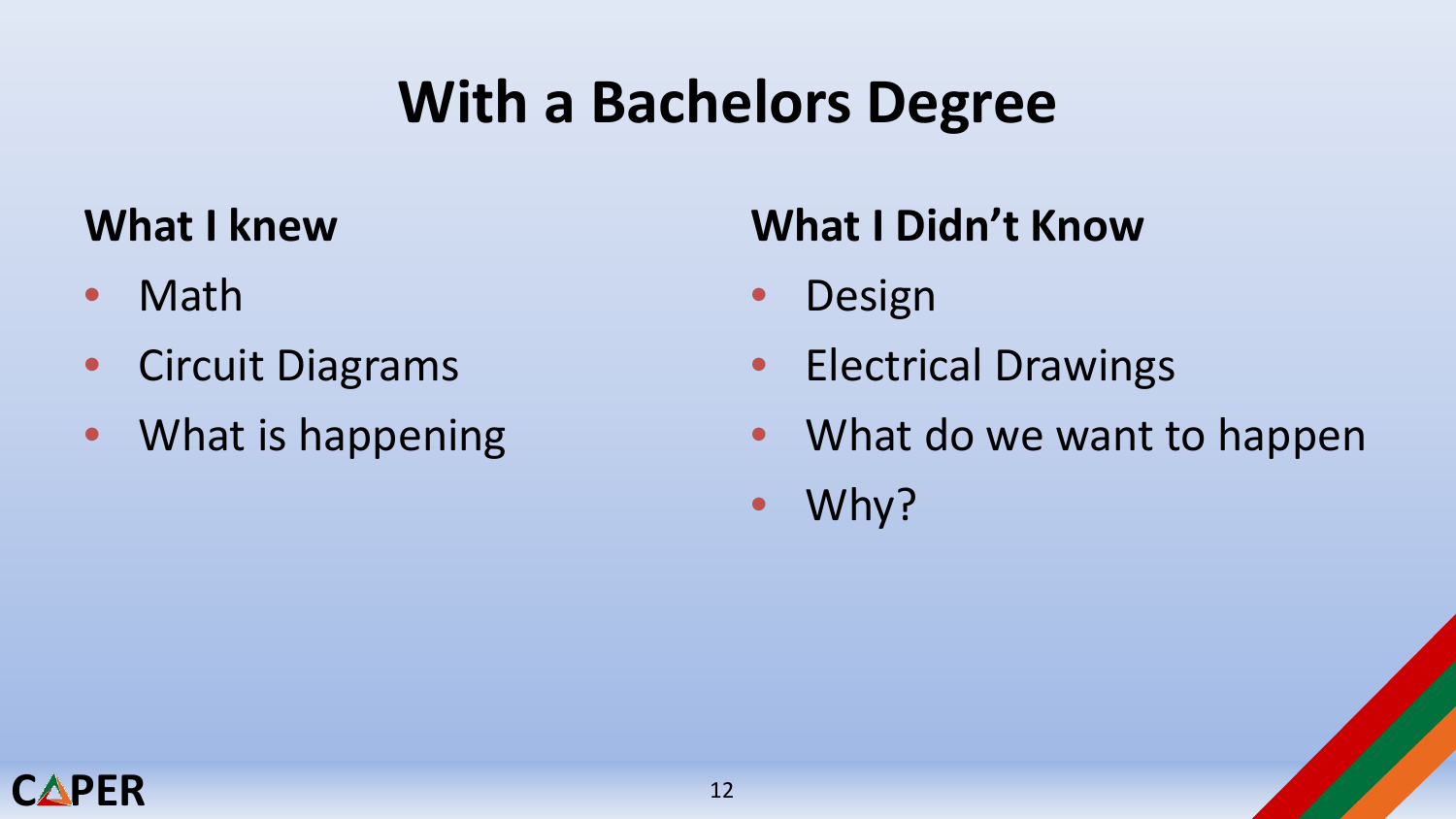# With a Bachelors Degree

### What I knew

- Math
- Circuit Diagrams
- What is happening

### What I Didn't Know

- Design
- Electrical Drawings
- What do we want to happen
- Why?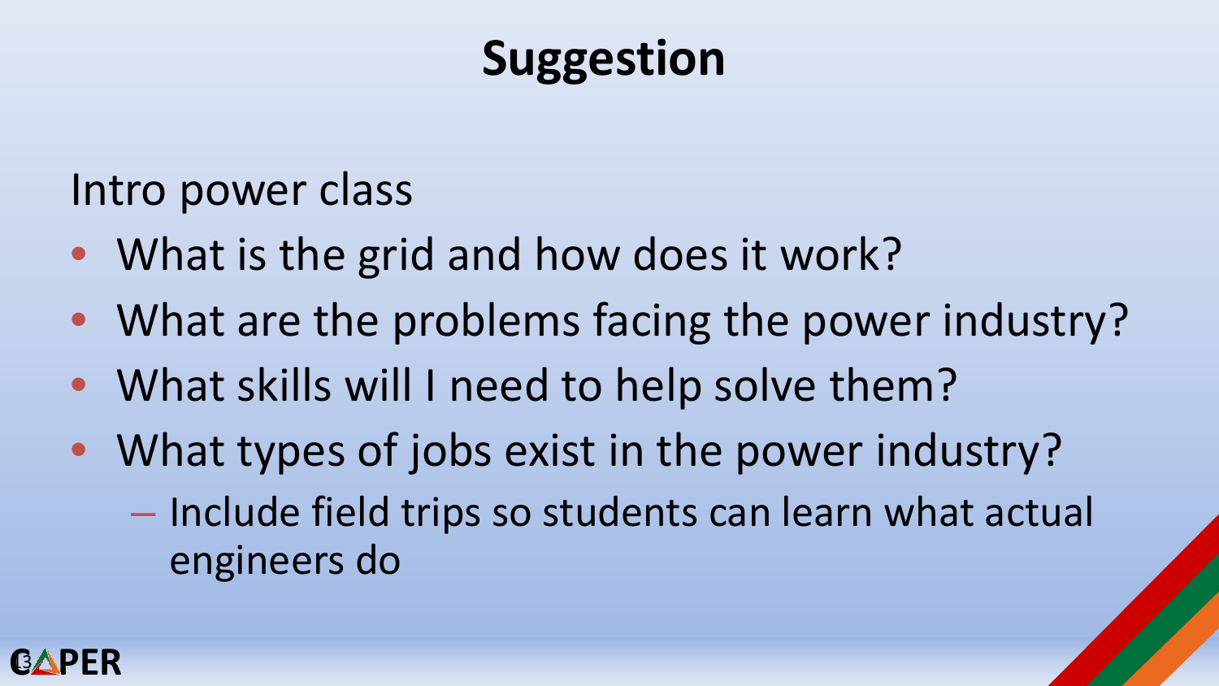# Suggestion

Intro power class

- What is the grid and how does it work?
- What are the problems facing the power industry?
- What skills will I need to help solve them?
- What types of jobs exist in the power industry?
  - Include field trips so students can learn what actual engineers do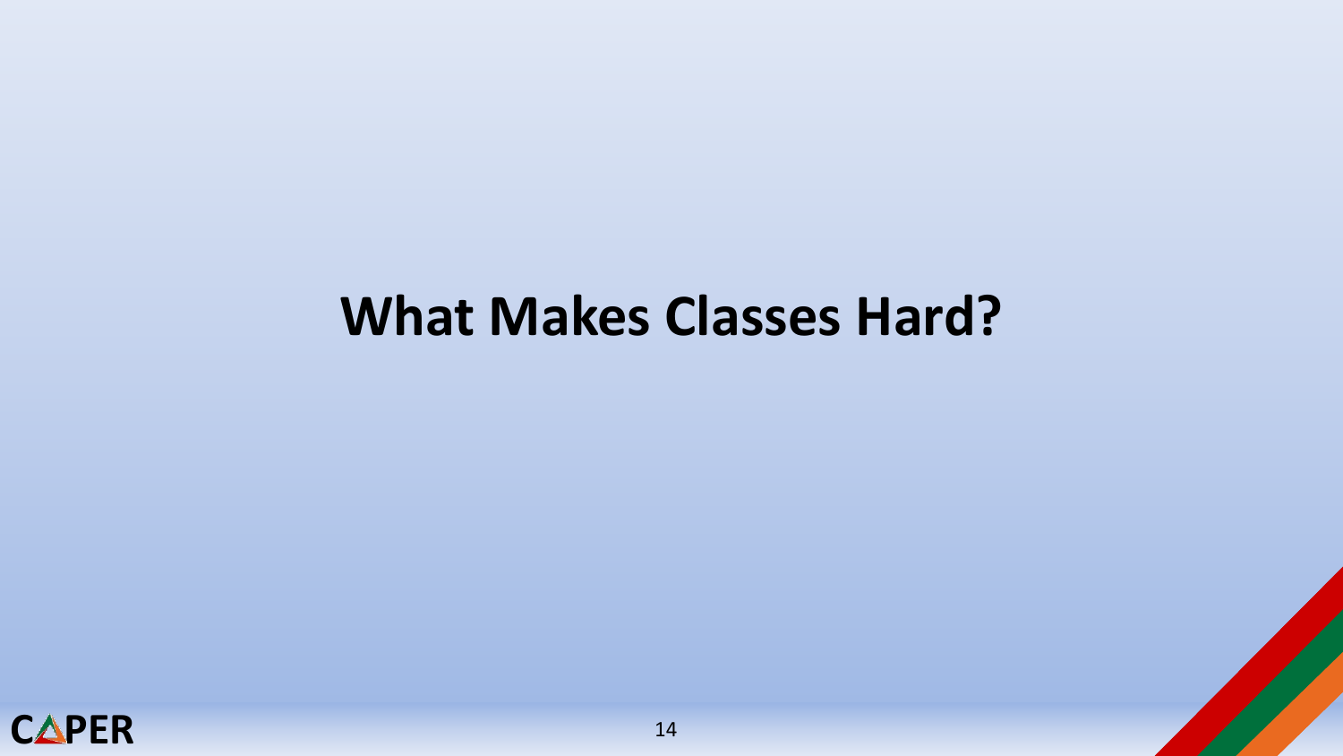# What Makes Classes Hard?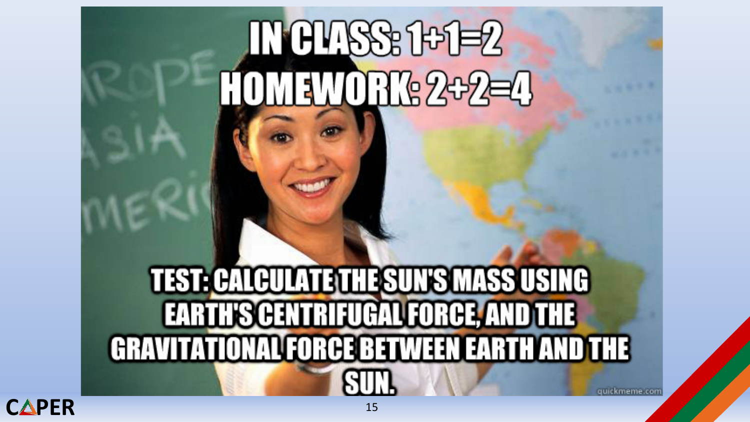IN CLASS: 1+1=2
HOMEWORK: 2+2=4

TEST: CALCULATE THE SUN'S MASS USING EARTH'S CENTRIFUGAL FORCE, AND THE GRAVITATIONAL FORCE BETWEEN EARTH AND THE SUN.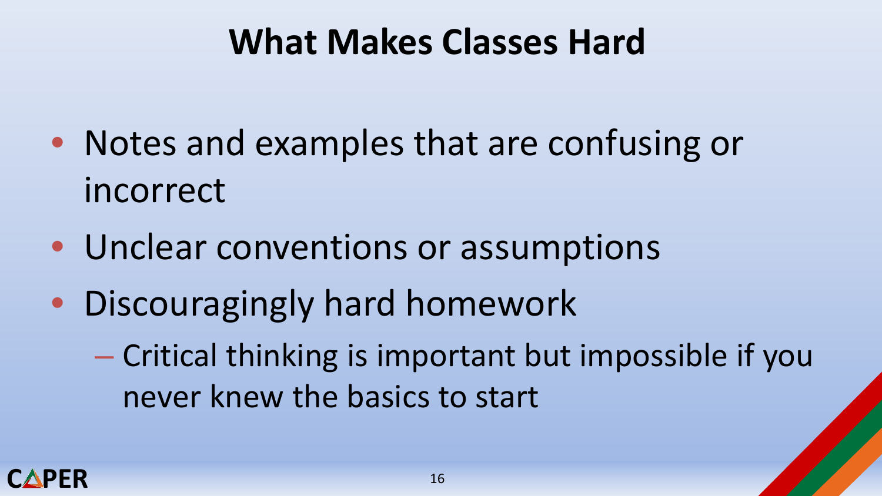# What Makes Classes Hard

- Notes and examples that are confusing or incorrect
- Unclear conventions or assumptions
- Discouragingly hard homework
  - Critical thinking is important but impossible if you never knew the basics to start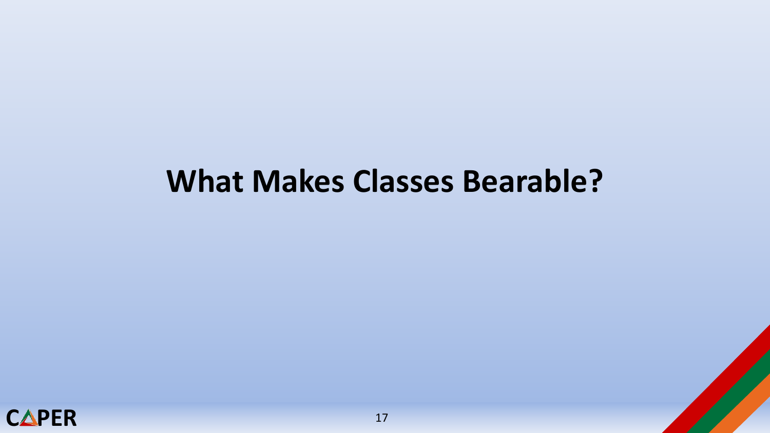# What Makes Classes Bearable?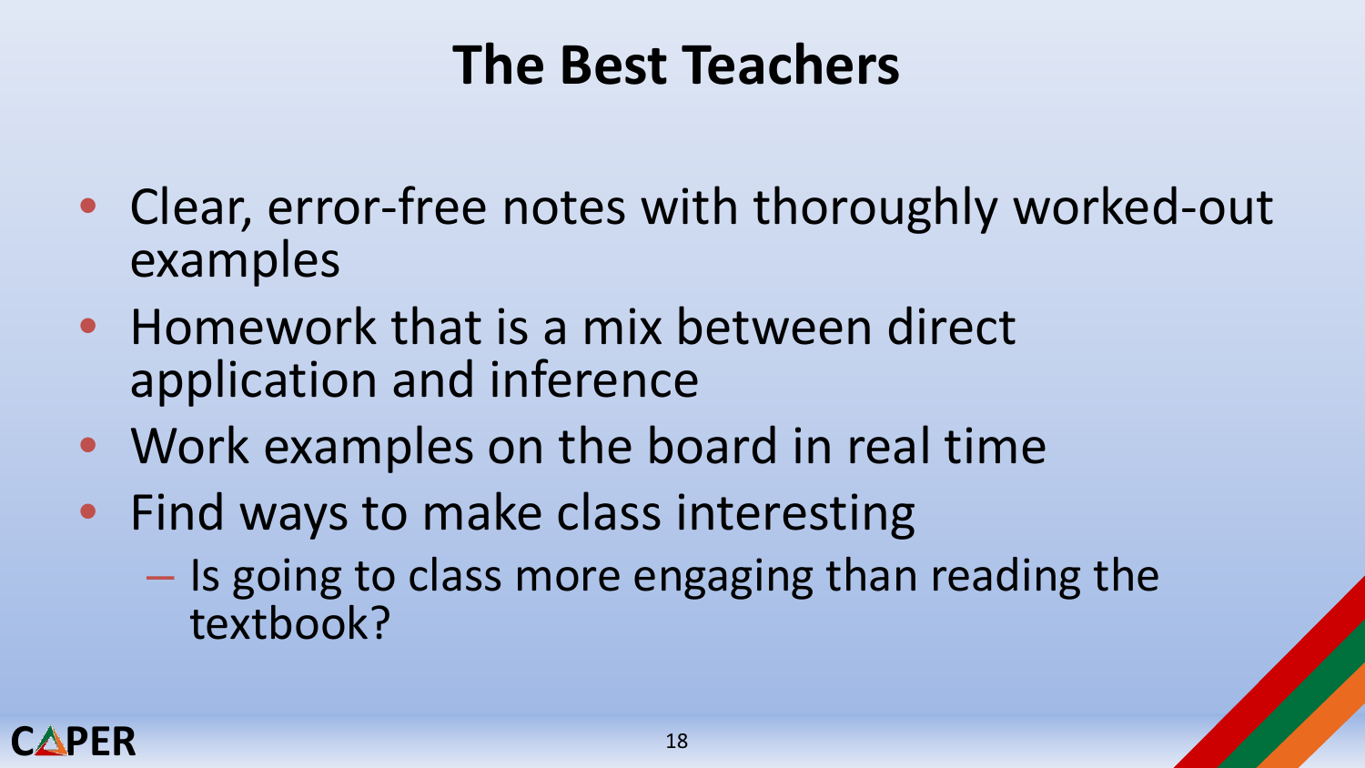# The Best Teachers

- Clear, error-free notes with thoroughly worked-out examples
- Homework that is a mix between direct application and inference
- Work examples on the board in real time
- Find ways to make class interesting
  - Is going to class more engaging than reading the textbook?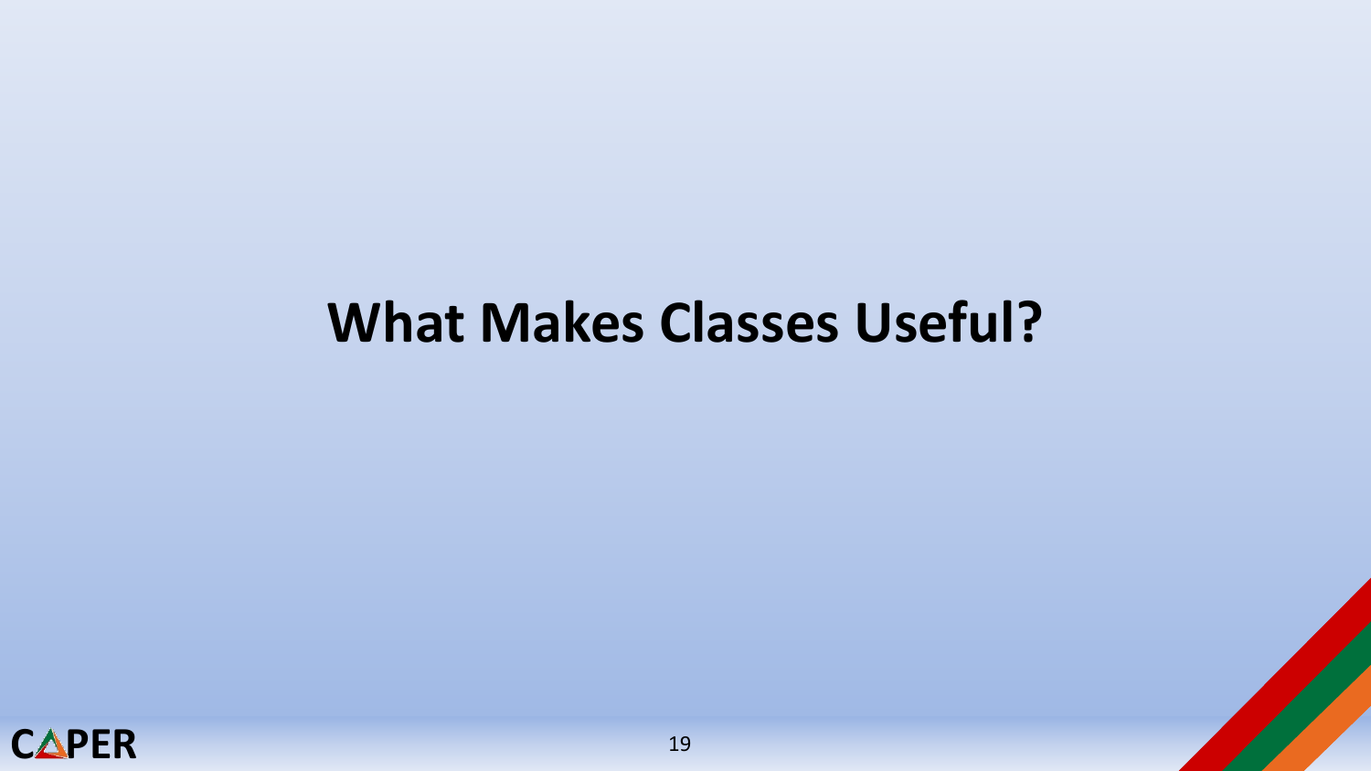# What Makes Classes Useful?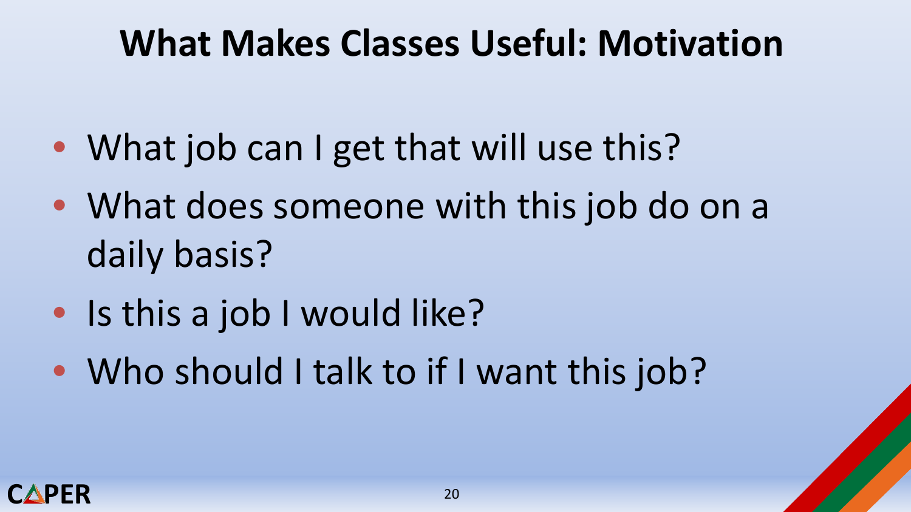# What Makes Classes Useful: Motivation

- What job can I get that will use this?
- What does someone with this job do on a daily basis?
- Is this a job I would like?
- Who should I talk to if I want this job?